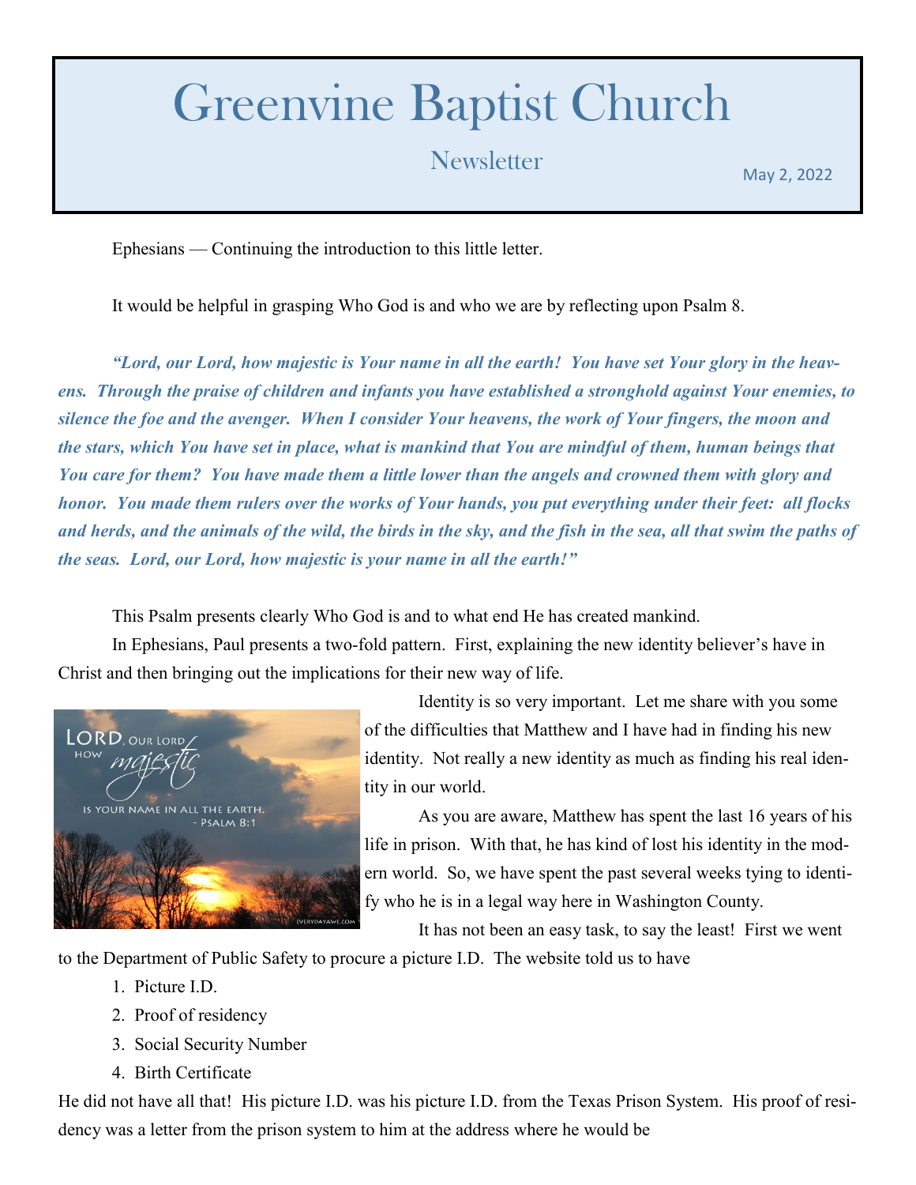# Greenvine Baptist Church

## Newsletter

May 2, 2022

Ephesians — Continuing the introduction to this little letter.

It would be helpful in grasping Who God is and who we are by reflecting upon Psalm 8.

***"Lord, our Lord, how majestic is Your name in all the earth! You have set Your glory in the heavens. Through the praise of children and infants you have established a stronghold against Your enemies, to silence the foe and the avenger. When I consider Your heavens, the work of Your fingers, the moon and the stars, which You have set in place, what is mankind that You are mindful of them, human beings that You care for them? You have made them a little lower than the angels and crowned them with glory and honor. You made them rulers over the works of Your hands, you put everything under their feet: all flocks and herds, and the animals of the wild, the birds in the sky, and the fish in the sea, all that swim the paths of the seas. Lord, our Lord, how majestic is your name in all the earth!"***

This Psalm presents clearly Who God is and to what end He has created mankind.

In Ephesians, Paul presents a two-fold pattern. First, explaining the new identity believer's have in Christ and then bringing out the implications for their new way of life.

Identity is so very important. Let me share with you some of the difficulties that Matthew and I have had in finding his new identity. Not really a new identity as much as finding his real identity in our world.

As you are aware, Matthew has spent the last 16 years of his life in prison. With that, he has kind of lost his identity in the modern world. So, we have spent the past several weeks tying to identify who he is in a legal way here in Washington County.

It has not been an easy task, to say the least! First we went to the Department of Public Safety to procure a picture I.D. The website told us to have

1. Picture I.D.
2. Proof of residency
3. Social Security Number
4. Birth Certificate

He did not have all that! His picture I.D. was his picture I.D. from the Texas Prison System. His proof of residency was a letter from the prison system to him at the address where he would be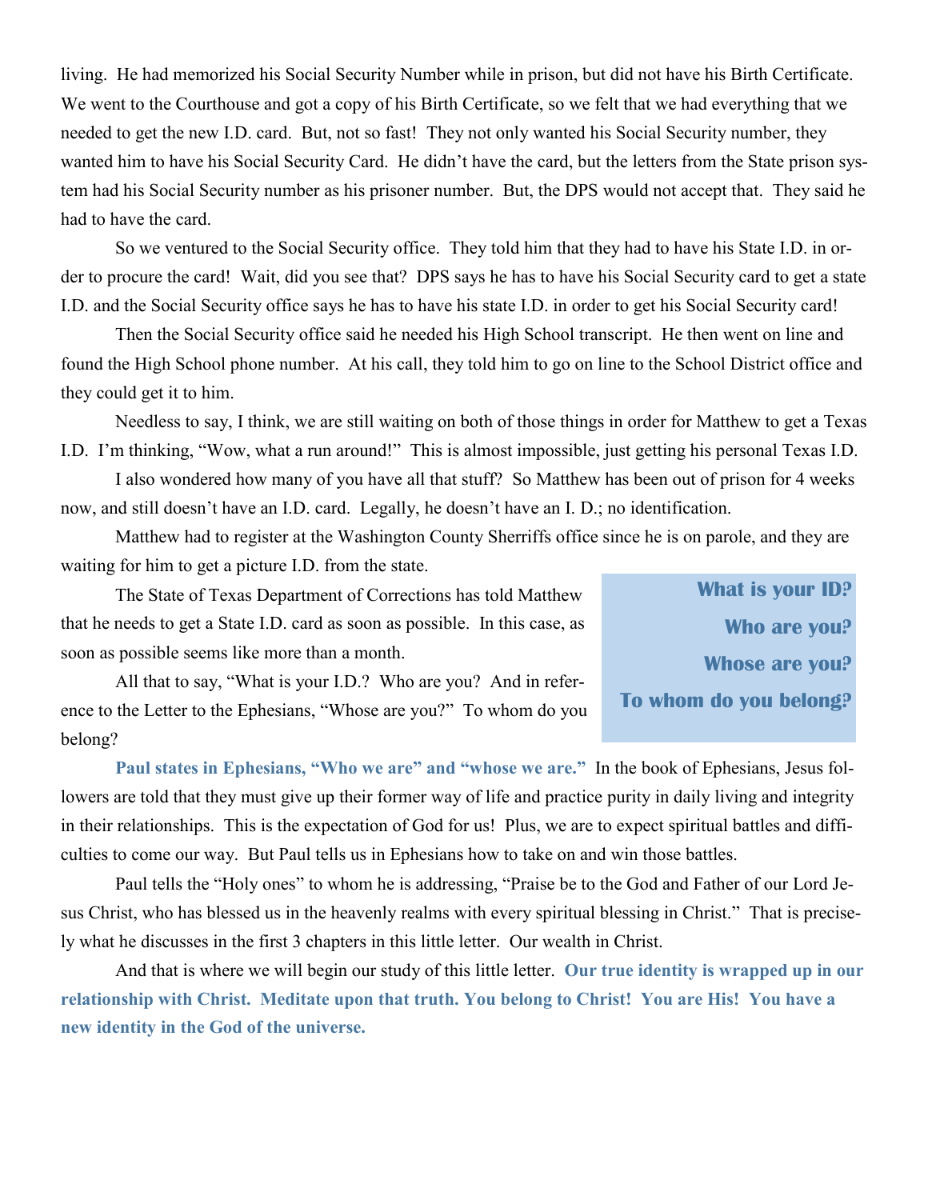living. He had memorized his Social Security Number while in prison, but did not have his Birth Certificate. We went to the Courthouse and got a copy of his Birth Certificate, so we felt that we had everything that we needed to get the new I.D. card. But, not so fast! They not only wanted his Social Security number, they wanted him to have his Social Security Card. He didn't have the card, but the letters from the State prison system had his Social Security number as his prisoner number. But, the DPS would not accept that. They said he had to have the card.

So we ventured to the Social Security office. They told him that they had to have his State I.D. in order to procure the card! Wait, did you see that? DPS says he has to have his Social Security card to get a state I.D. and the Social Security office says he has to have his state I.D. in order to get his Social Security card!

Then the Social Security office said he needed his High School transcript. He then went on line and found the High School phone number. At his call, they told him to go on line to the School District office and they could get it to him.

Needless to say, I think, we are still waiting on both of those things in order for Matthew to get a Texas I.D. I'm thinking, "Wow, what a run around!" This is almost impossible, just getting his personal Texas I.D.

I also wondered how many of you have all that stuff? So Matthew has been out of prison for 4 weeks now, and still doesn't have an I.D. card. Legally, he doesn't have an I. D.; no identification.

Matthew had to register at the Washington County Sherriffs office since he is on parole, and they are waiting for him to get a picture I.D. from the state.

The State of Texas Department of Corrections has told Matthew that he needs to get a State I.D. card as soon as possible. In this case, as soon as possible seems like more than a month.

All that to say, "What is your I.D.? Who are you? And in reference to the Letter to the Ephesians, "Whose are you?" To whom do you belong?

> **What is your ID?**
> **Who are you?**
> **Whose are you?**
> **To whom do you belong?**

**Paul states in Ephesians, "Who we are" and "whose we are."** In the book of Ephesians, Jesus followers are told that they must give up their former way of life and practice purity in daily living and integrity in their relationships. This is the expectation of God for us! Plus, we are to expect spiritual battles and difficulties to come our way. But Paul tells us in Ephesians how to take on and win those battles.

Paul tells the "Holy ones" to whom he is addressing, "Praise be to the God and Father of our Lord Jesus Christ, who has blessed us in the heavenly realms with every spiritual blessing in Christ." That is precisely what he discusses in the first 3 chapters in this little letter. Our wealth in Christ.

And that is where we will begin our study of this little letter. **Our true identity is wrapped up in our relationship with Christ. Meditate upon that truth. You belong to Christ! You are His! You have a new identity in the God of the universe.**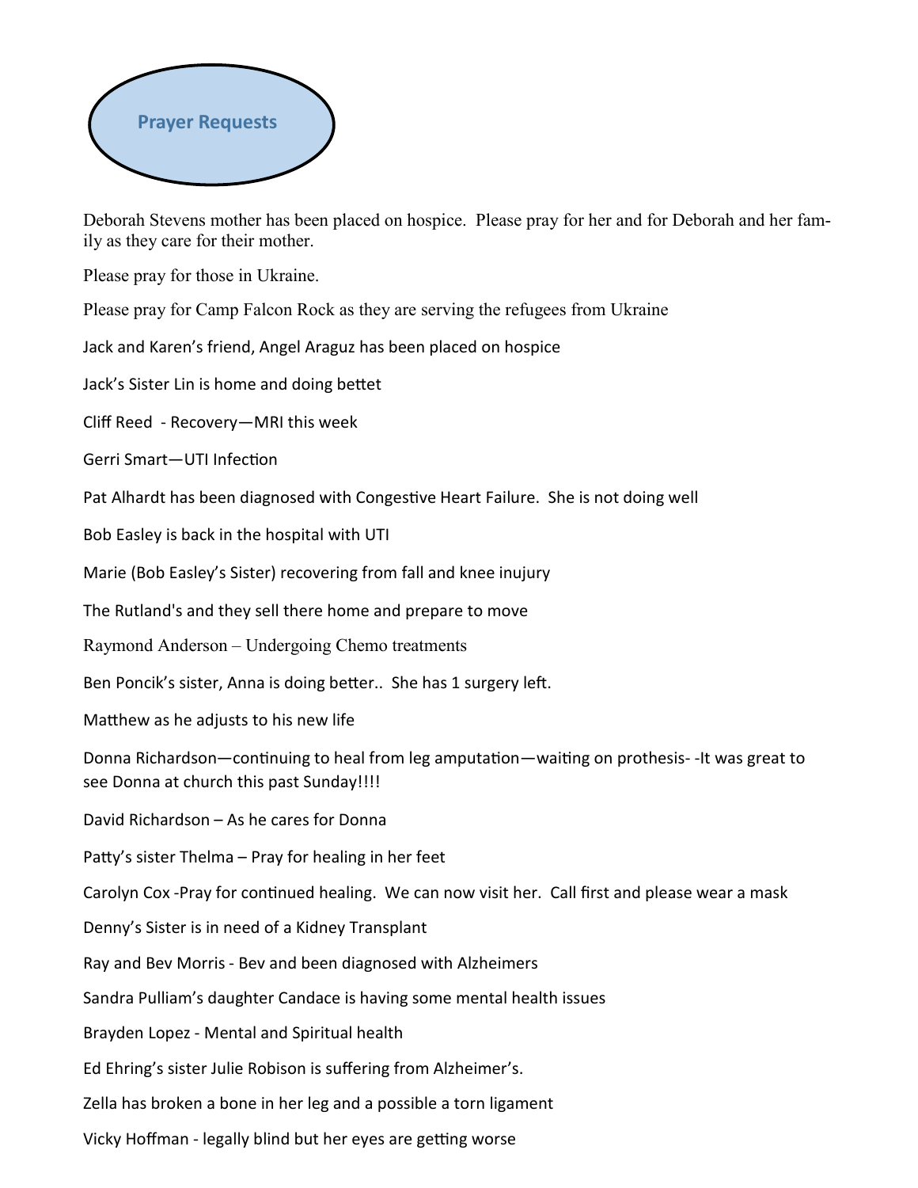## Prayer Requests

Deborah Stevens mother has been placed on hospice. Please pray for her and for Deborah and her family as they care for their mother.

Please pray for those in Ukraine.

Please pray for Camp Falcon Rock as they are serving the refugees from Ukraine

Jack and Karen's friend, Angel Araguz has been placed on hospice

Jack's Sister Lin is home and doing bettet

Cliff Reed - Recovery—MRI this week

Gerri Smart—UTI Infection

Pat Alhardt has been diagnosed with Congestive Heart Failure. She is not doing well

Bob Easley is back in the hospital with UTI

Marie (Bob Easley's Sister) recovering from fall and knee inujury

The Rutland's and they sell there home and prepare to move

Raymond Anderson – Undergoing Chemo treatments

Ben Poncik's sister, Anna is doing better.. She has 1 surgery left.

Matthew as he adjusts to his new life

Donna Richardson—continuing to heal from leg amputation—waiting on prothesis- -It was great to see Donna at church this past Sunday!!!!

David Richardson – As he cares for Donna

Patty's sister Thelma – Pray for healing in her feet

Carolyn Cox -Pray for continued healing. We can now visit her. Call first and please wear a mask

Denny's Sister is in need of a Kidney Transplant

Ray and Bev Morris - Bev and been diagnosed with Alzheimers

Sandra Pulliam's daughter Candace is having some mental health issues

Brayden Lopez - Mental and Spiritual health

Ed Ehring's sister Julie Robison is suffering from Alzheimer's.

Zella has broken a bone in her leg and a possible a torn ligament

Vicky Hoffman - legally blind but her eyes are getting worse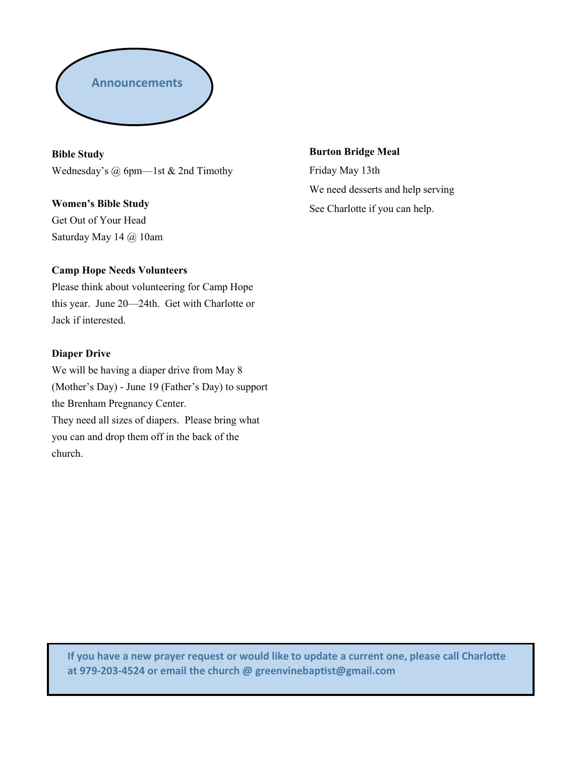# Announcements

**Bible Study**
Wednesday's @ 6pm—1st & 2nd Timothy

**Women's Bible Study**
Get Out of Your Head
Saturday May 14 @ 10am

**Camp Hope Needs Volunteers**
Please think about volunteering for Camp Hope this year. June 20—24th. Get with Charlotte or Jack if interested.

**Diaper Drive**
We will be having a diaper drive from May 8 (Mother's Day) - June 19 (Father's Day) to support the Brenham Pregnancy Center.
They need all sizes of diapers. Please bring what you can and drop them off in the back of the church.

**Burton Bridge Meal**
Friday May 13th
We need desserts and help serving
See Charlotte if you can help.

**If you have a new prayer request or would like to update a current one, please call Charlotte at 979-203-4524 or email the church @ greenvinebaptist@gmail.com**